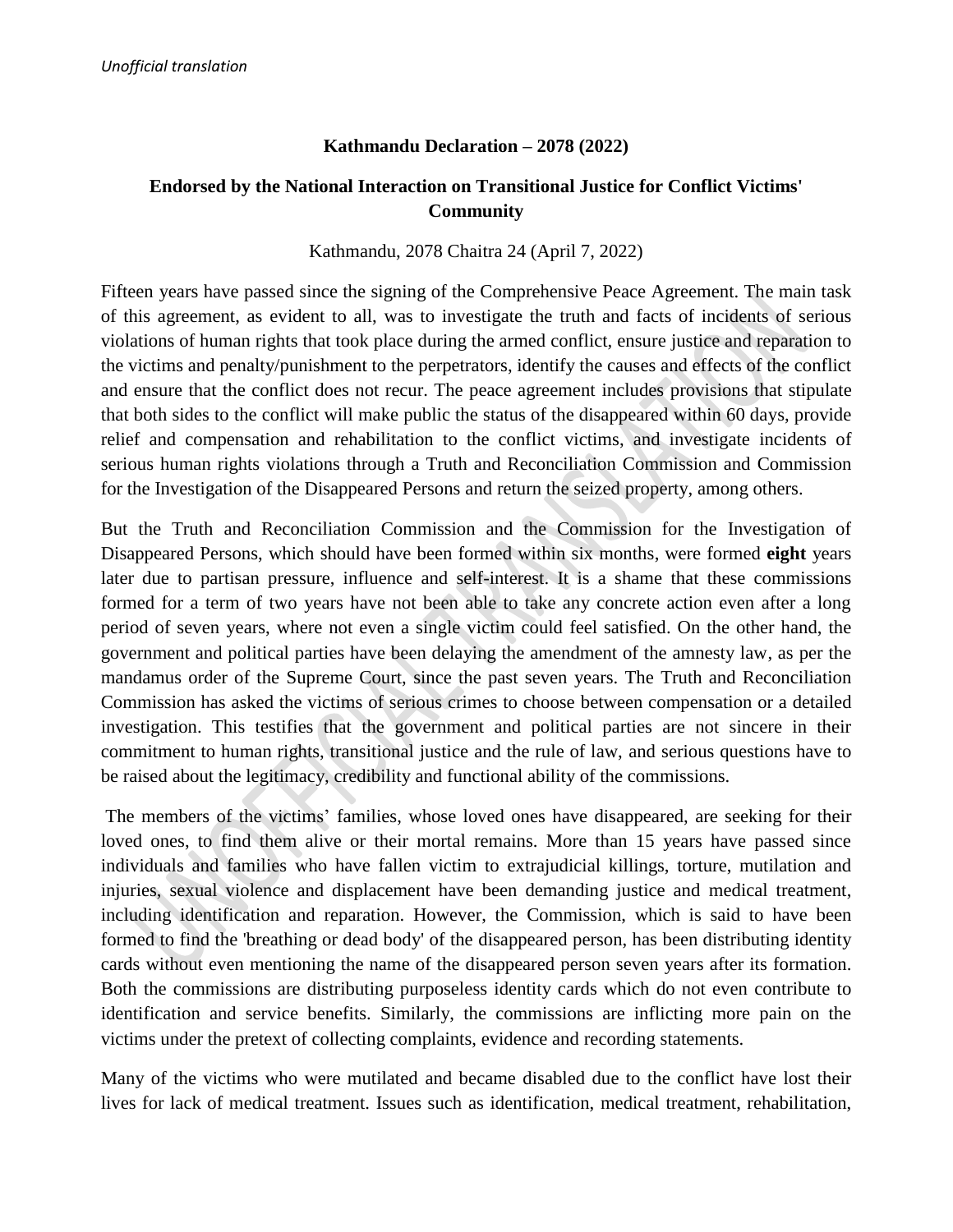*Unofficial translation*

**Kathmandu Declaration – 2078 (2022)**

**Endorsed by the National Interaction on Transitional Justice for Conflict Victims' Community**

Kathmandu, 2078 Chaitra 24 (April 7, 2022)

Fifteen years have passed since the signing of the Comprehensive Peace Agreement. The main task of this agreement, as evident to all, was to investigate the truth and facts of incidents of serious violations of human rights that took place during the armed conflict, ensure justice and reparation to the victims and penalty/punishment to the perpetrators, identify the causes and effects of the conflict and ensure that the conflict does not recur. The peace agreement includes provisions that stipulate that both sides to the conflict will make public the status of the disappeared within 60 days, provide relief and compensation and rehabilitation to the conflict victims, and investigate incidents of serious human rights violations through a Truth and Reconciliation Commission and Commission for the Investigation of the Disappeared Persons and return the seized property, among others.

But the Truth and Reconciliation Commission and the Commission for the Investigation of Disappeared Persons, which should have been formed within six months, were formed **eight** years later due to partisan pressure, influence and self-interest. It is a shame that these commissions formed for a term of two years have not been able to take any concrete action even after a long period of seven years, where not even a single victim could feel satisfied. On the other hand, the government and political parties have been delaying the amendment of the amnesty law, as per the mandamus order of the Supreme Court, since the past seven years. The Truth and Reconciliation Commission has asked the victims of serious crimes to choose between compensation or a detailed investigation. This testifies that the government and political parties are not sincere in their commitment to human rights, transitional justice and the rule of law, and serious questions have to be raised about the legitimacy, credibility and functional ability of the commissions.

The members of the victims' families, whose loved ones have disappeared, are seeking for their loved ones, to find them alive or their mortal remains. More than 15 years have passed since individuals and families who have fallen victim to extrajudicial killings, torture, mutilation and injuries, sexual violence and displacement have been demanding justice and medical treatment, including identification and reparation. However, the Commission, which is said to have been formed to find the 'breathing or dead body' of the disappeared person, has been distributing identity cards without even mentioning the name of the disappeared person seven years after its formation. Both the commissions are distributing purposeless identity cards which do not even contribute to identification and service benefits. Similarly, the commissions are inflicting more pain on the victims under the pretext of collecting complaints, evidence and recording statements.

Many of the victims who were mutilated and became disabled due to the conflict have lost their lives for lack of medical treatment. Issues such as identification, medical treatment, rehabilitation,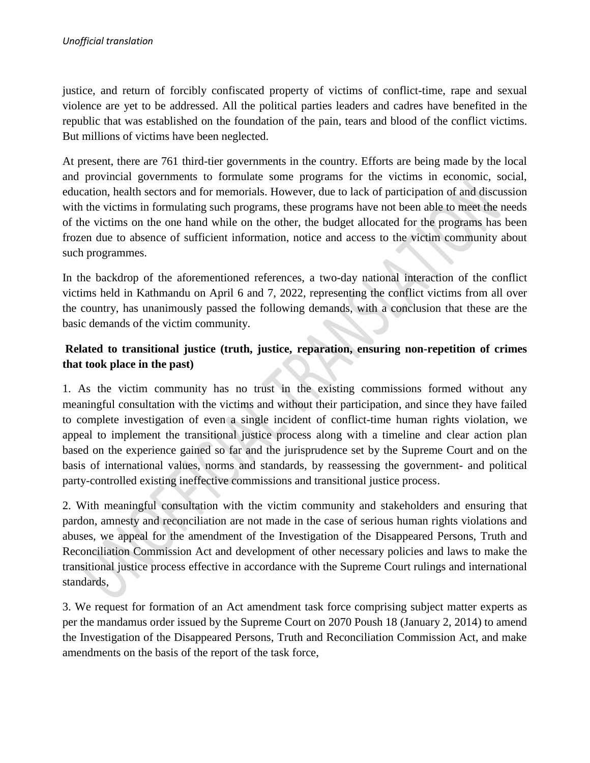justice, and return of forcibly confiscated property of victims of conflict-time, rape and sexual violence are yet to be addressed. All the political parties leaders and cadres have benefited in the republic that was established on the foundation of the pain, tears and blood of the conflict victims. But millions of victims have been neglected.

At present, there are 761 third-tier governments in the country. Efforts are being made by the local and provincial governments to formulate some programs for the victims in economic, social, education, health sectors and for memorials. However, due to lack of participation of and discussion with the victims in formulating such programs, these programs have not been able to meet the needs of the victims on the one hand while on the other, the budget allocated for the programs has been frozen due to absence of sufficient information, notice and access to the victim community about such programmes.

In the backdrop of the aforementioned references, a two-day national interaction of the conflict victims held in Kathmandu on April 6 and 7, 2022, representing the conflict victims from all over the country, has unanimously passed the following demands, with a conclusion that these are the basic demands of the victim community.

**Related to transitional justice (truth, justice, reparation, ensuring non-repetition of crimes that took place in the past)**

1. As the victim community has no trust in the existing commissions formed without any meaningful consultation with the victims and without their participation, and since they have failed to complete investigation of even a single incident of conflict-time human rights violation, we appeal to implement the transitional justice process along with a timeline and clear action plan based on the experience gained so far and the jurisprudence set by the Supreme Court and on the basis of international values, norms and standards, by reassessing the government- and political party-controlled existing ineffective commissions and transitional justice process.

2. With meaningful consultation with the victim community and stakeholders and ensuring that pardon, amnesty and reconciliation are not made in the case of serious human rights violations and abuses, we appeal for the amendment of the Investigation of the Disappeared Persons, Truth and Reconciliation Commission Act and development of other necessary policies and laws to make the transitional justice process effective in accordance with the Supreme Court rulings and international standards,

3. We request for formation of an Act amendment task force comprising subject matter experts as per the mandamus order issued by the Supreme Court on 2070 Poush 18 (January 2, 2014) to amend the Investigation of the Disappeared Persons, Truth and Reconciliation Commission Act, and make amendments on the basis of the report of the task force,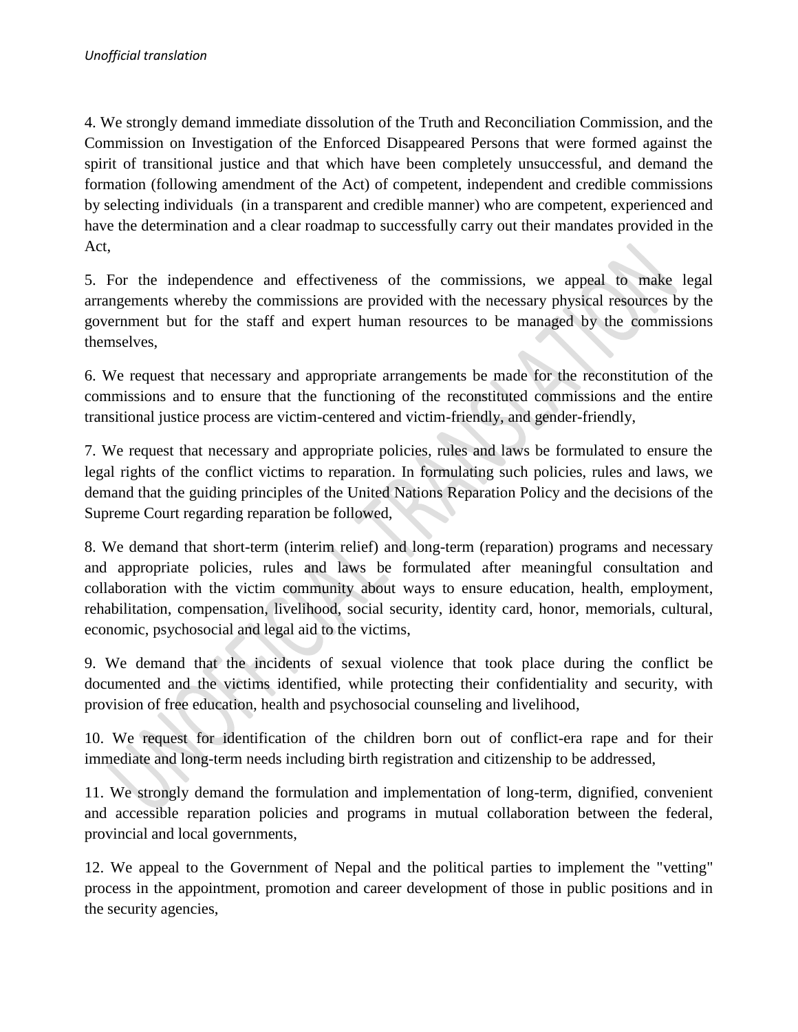4. We strongly demand immediate dissolution of the Truth and Reconciliation Commission, and the Commission on Investigation of the Enforced Disappeared Persons that were formed against the spirit of transitional justice and that which have been completely unsuccessful, and demand the formation (following amendment of the Act) of competent, independent and credible commissions by selecting individuals (in a transparent and credible manner) who are competent, experienced and have the determination and a clear roadmap to successfully carry out their mandates provided in the Act,

5. For the independence and effectiveness of the commissions, we appeal to make legal arrangements whereby the commissions are provided with the necessary physical resources by the government but for the staff and expert human resources to be managed by the commissions themselves,

6. We request that necessary and appropriate arrangements be made for the reconstitution of the commissions and to ensure that the functioning of the reconstituted commissions and the entire transitional justice process are victim-centered and victim-friendly, and gender-friendly,

7. We request that necessary and appropriate policies, rules and laws be formulated to ensure the legal rights of the conflict victims to reparation. In formulating such policies, rules and laws, we demand that the guiding principles of the United Nations Reparation Policy and the decisions of the Supreme Court regarding reparation be followed,

8. We demand that short-term (interim relief) and long-term (reparation) programs and necessary and appropriate policies, rules and laws be formulated after meaningful consultation and collaboration with the victim community about ways to ensure education, health, employment, rehabilitation, compensation, livelihood, social security, identity card, honor, memorials, cultural, economic, psychosocial and legal aid to the victims,

9. We demand that the incidents of sexual violence that took place during the conflict be documented and the victims identified, while protecting their confidentiality and security, with provision of free education, health and psychosocial counseling and livelihood,

10. We request for identification of the children born out of conflict-era rape and for their immediate and long-term needs including birth registration and citizenship to be addressed,

11. We strongly demand the formulation and implementation of long-term, dignified, convenient and accessible reparation policies and programs in mutual collaboration between the federal, provincial and local governments,

12. We appeal to the Government of Nepal and the political parties to implement the "vetting" process in the appointment, promotion and career development of those in public positions and in the security agencies,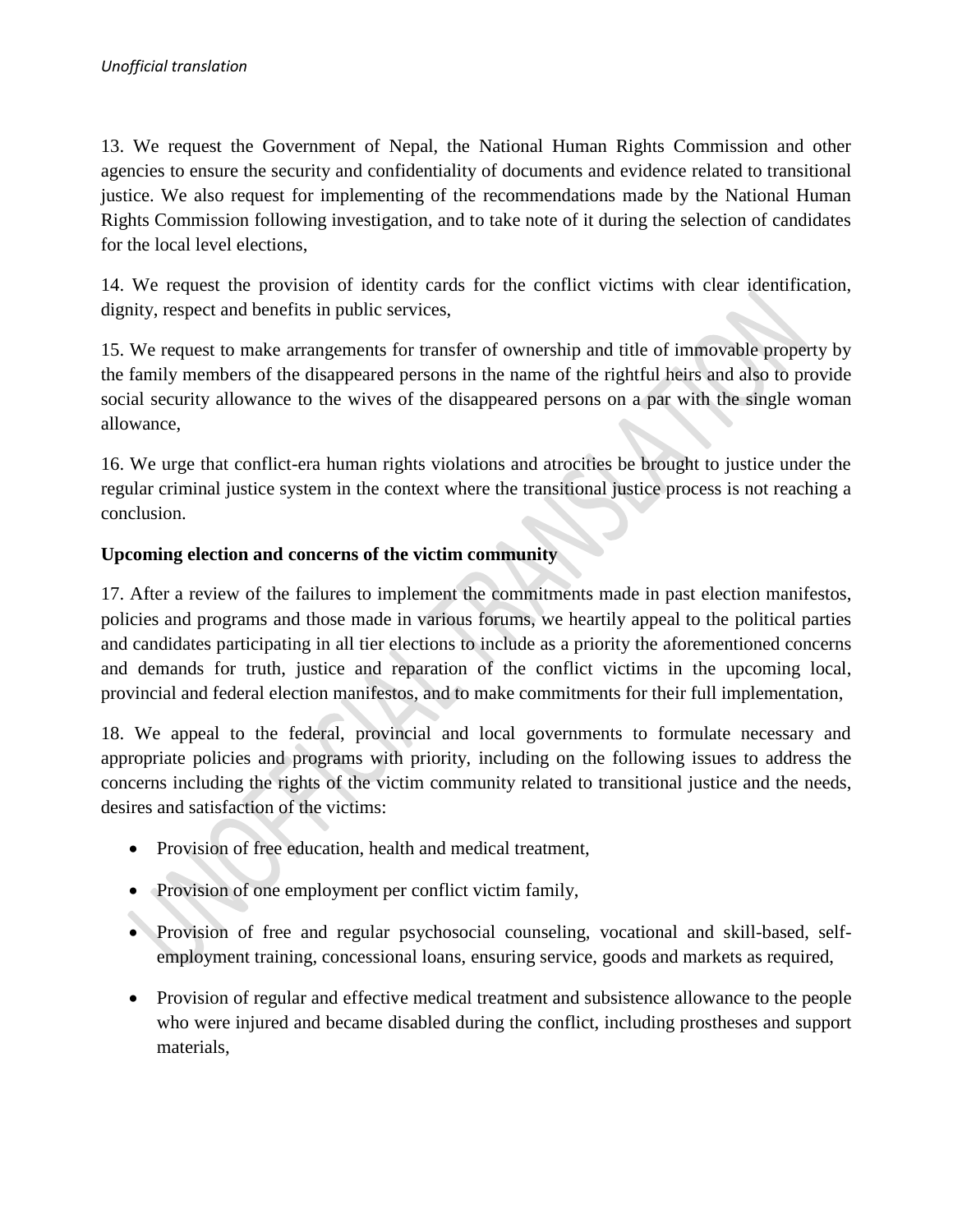13. We request the Government of Nepal, the National Human Rights Commission and other agencies to ensure the security and confidentiality of documents and evidence related to transitional justice. We also request for implementing of the recommendations made by the National Human Rights Commission following investigation, and to take note of it during the selection of candidates for the local level elections,

14. We request the provision of identity cards for the conflict victims with clear identification, dignity, respect and benefits in public services,

15. We request to make arrangements for transfer of ownership and title of immovable property by the family members of the disappeared persons in the name of the rightful heirs and also to provide social security allowance to the wives of the disappeared persons on a par with the single woman allowance,

16. We urge that conflict-era human rights violations and atrocities be brought to justice under the regular criminal justice system in the context where the transitional justice process is not reaching a conclusion.

**Upcoming election and concerns of the victim community**

17. After a review of the failures to implement the commitments made in past election manifestos, policies and programs and those made in various forums, we heartily appeal to the political parties and candidates participating in all tier elections to include as a priority the aforementioned concerns and demands for truth, justice and reparation of the conflict victims in the upcoming local, provincial and federal election manifestos, and to make commitments for their full implementation,

18. We appeal to the federal, provincial and local governments to formulate necessary and appropriate policies and programs with priority, including on the following issues to address the concerns including the rights of the victim community related to transitional justice and the needs, desires and satisfaction of the victims:

- Provision of free education, health and medical treatment,
- Provision of one employment per conflict victim family,
- Provision of free and regular psychosocial counseling, vocational and skill-based, self-employment training, concessional loans, ensuring service, goods and markets as required,
- Provision of regular and effective medical treatment and subsistence allowance to the people who were injured and became disabled during the conflict, including prostheses and support materials,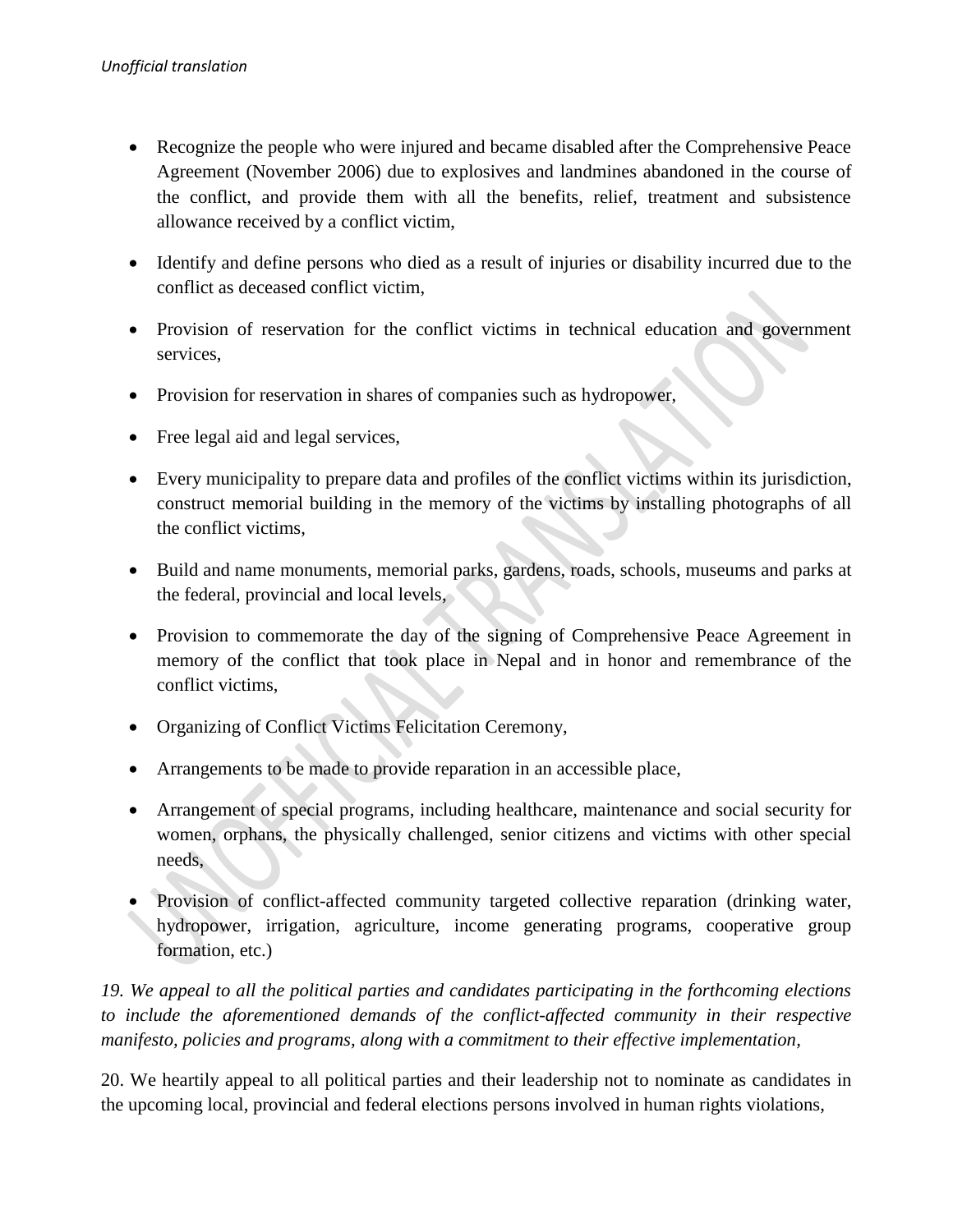- Recognize the people who were injured and became disabled after the Comprehensive Peace Agreement (November 2006) due to explosives and landmines abandoned in the course of the conflict, and provide them with all the benefits, relief, treatment and subsistence allowance received by a conflict victim,

- Identify and define persons who died as a result of injuries or disability incurred due to the conflict as deceased conflict victim,

- Provision of reservation for the conflict victims in technical education and government services,

- Provision for reservation in shares of companies such as hydropower,

- Free legal aid and legal services,

- Every municipality to prepare data and profiles of the conflict victims within its jurisdiction, construct memorial building in the memory of the victims by installing photographs of all the conflict victims,

- Build and name monuments, memorial parks, gardens, roads, schools, museums and parks at the federal, provincial and local levels,

- Provision to commemorate the day of the signing of Comprehensive Peace Agreement in memory of the conflict that took place in Nepal and in honor and remembrance of the conflict victims,

- Organizing of Conflict Victims Felicitation Ceremony,

- Arrangements to be made to provide reparation in an accessible place,

- Arrangement of special programs, including healthcare, maintenance and social security for women, orphans, the physically challenged, senior citizens and victims with other special needs,

- Provision of conflict-affected community targeted collective reparation (drinking water, hydropower, irrigation, agriculture, income generating programs, cooperative group formation, etc.)

*19. We appeal to all the political parties and candidates participating in the forthcoming elections to include the aforementioned demands of the conflict-affected community in their respective manifesto, policies and programs, along with a commitment to their effective implementation,*

20. We heartily appeal to all political parties and their leadership not to nominate as candidates in the upcoming local, provincial and federal elections persons involved in human rights violations,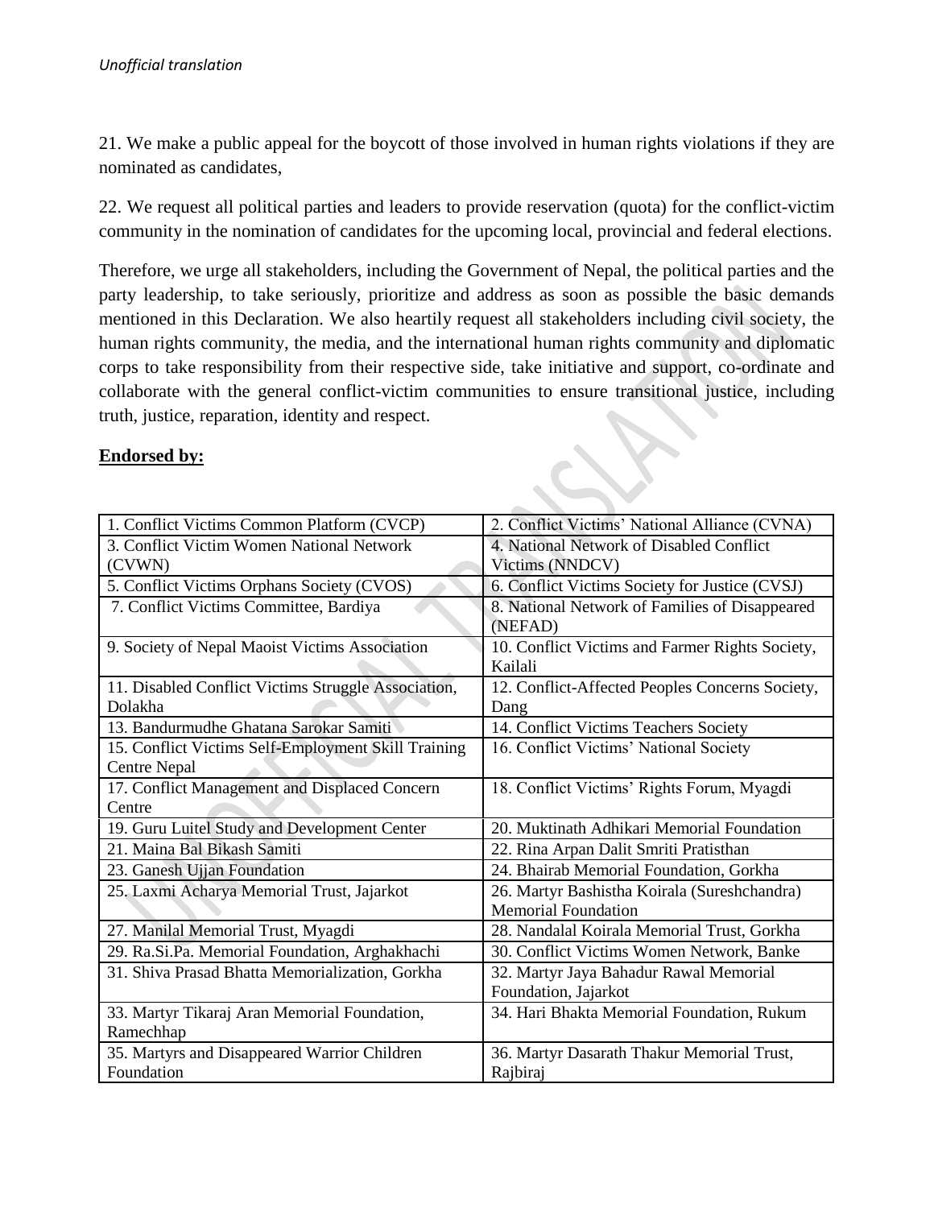*Unofficial translation*

21. We make a public appeal for the boycott of those involved in human rights violations if they are nominated as candidates,

22. We request all political parties and leaders to provide reservation (quota) for the conflict-victim community in the nomination of candidates for the upcoming local, provincial and federal elections.

Therefore, we urge all stakeholders, including the Government of Nepal, the political parties and the party leadership, to take seriously, prioritize and address as soon as possible the basic demands mentioned in this Declaration. We also heartily request all stakeholders including civil society, the human rights community, the media, and the international human rights community and diplomatic corps to take responsibility from their respective side, take initiative and support, co-ordinate and collaborate with the general conflict-victim communities to ensure transitional justice, including truth, justice, reparation, identity and respect.

**Endorsed by:**

| | |
|---|---|
| 1. Conflict Victims Common Platform (CVCP) | 2. Conflict Victims' National Alliance (CVNA) |
| 3. Conflict Victim Women National Network (CVWN) | 4. National Network of Disabled Conflict Victims (NNDCV) |
| 5. Conflict Victims Orphans Society (CVOS) | 6. Conflict Victims Society for Justice (CVSJ) |
| 7. Conflict Victims Committee, Bardiya | 8. National Network of Families of Disappeared (NEFAD) |
| 9. Society of Nepal Maoist Victims Association | 10. Conflict Victims and Farmer Rights Society, Kailali |
| 11. Disabled Conflict Victims Struggle Association, Dolakha | 12. Conflict-Affected Peoples Concerns Society, Dang |
| 13. Bandurmudhe Ghatana Sarokar Samiti | 14. Conflict Victims Teachers Society |
| 15. Conflict Victims Self-Employment Skill Training Centre Nepal | 16. Conflict Victims' National Society |
| 17. Conflict Management and Displaced Concern Centre | 18. Conflict Victims' Rights Forum, Myagdi |
| 19. Guru Luitel Study and Development Center | 20. Muktinath Adhikari Memorial Foundation |
| 21. Maina Bal Bikash Samiti | 22. Rina Arpan Dalit Smriti Pratisthan |
| 23. Ganesh Ujjan Foundation | 24. Bhairab Memorial Foundation, Gorkha |
| 25. Laxmi Acharya Memorial Trust, Jajarkot | 26. Martyr Bashistha Koirala (Sureshchandra) Memorial Foundation |
| 27. Manilal Memorial Trust, Myagdi | 28. Nandalal Koirala Memorial Trust, Gorkha |
| 29. Ra.Si.Pa. Memorial Foundation, Arghakhachi | 30. Conflict Victims Women Network, Banke |
| 31. Shiva Prasad Bhatta Memorialization, Gorkha | 32. Martyr Jaya Bahadur Rawal Memorial Foundation, Jajarkot |
| 33. Martyr Tikaraj Aran Memorial Foundation, Ramechhap | 34. Hari Bhakta Memorial Foundation, Rukum |
| 35. Martyrs and Disappeared Warrior Children Foundation | 36. Martyr Dasarath Thakur Memorial Trust, Rajbiraj |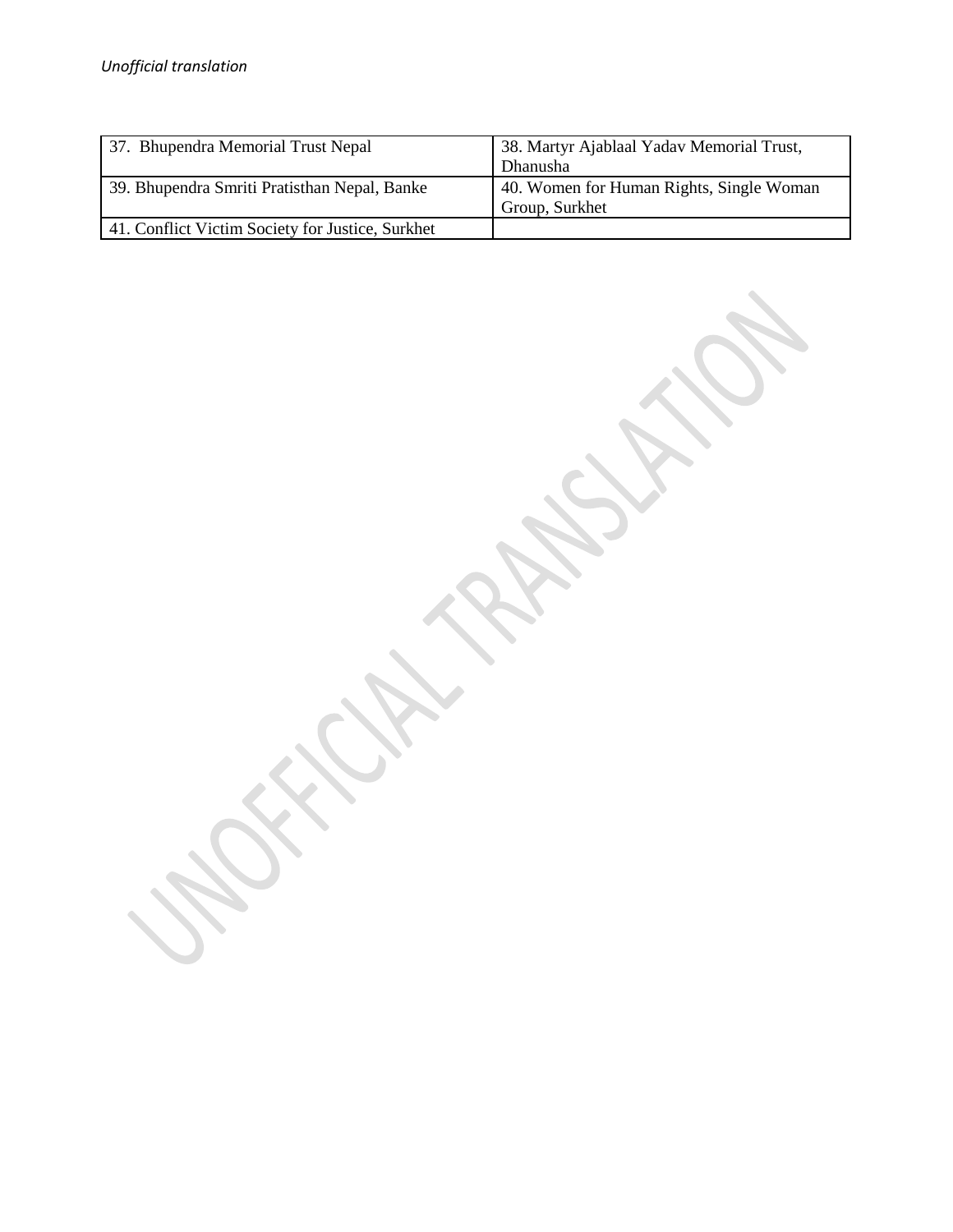| | |
|---|---|
| 37. Bhupendra Memorial Trust Nepal | 38. Martyr Ajablaal Yadav Memorial Trust, Dhanusha |
| 39. Bhupendra Smriti Pratisthan Nepal, Banke | 40. Women for Human Rights, Single Woman Group, Surkhet |
| 41. Conflict Victim Society for Justice, Surkhet | |